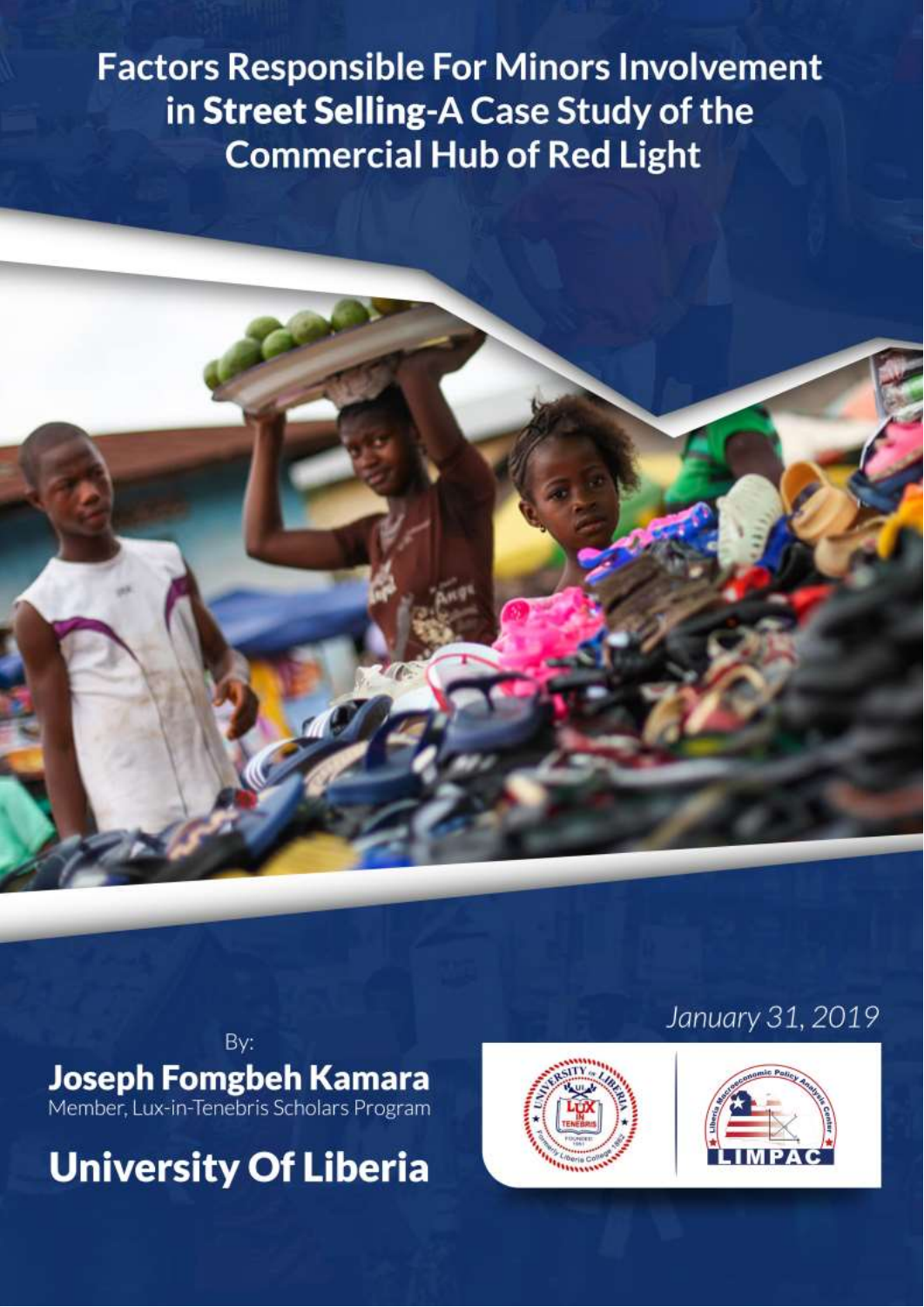# Factors Responsible For Minors Involvement in Street Selling-A Case Study of the Commercial Hub of Red Light

By:

**Joseph Fomgbeh Kamara**

Member, Lux-in-Tenebris Scholars Program

## University Of Liberia

*January 31, 2019*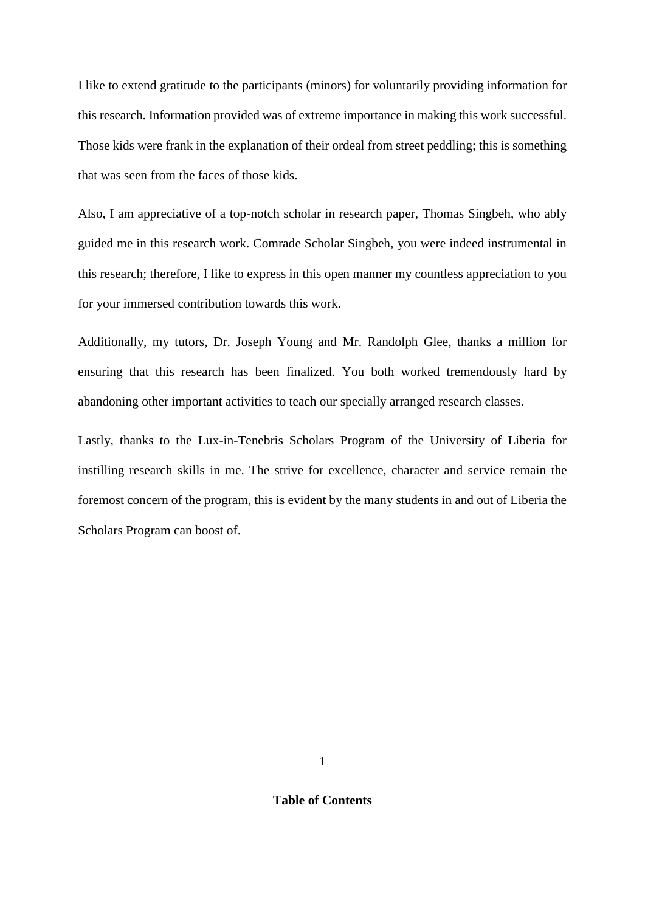I like to extend gratitude to the participants (minors) for voluntarily providing information for this research. Information provided was of extreme importance in making this work successful. Those kids were frank in the explanation of their ordeal from street peddling; this is something that was seen from the faces of those kids.

Also, I am appreciative of a top-notch scholar in research paper, Thomas Singbeh, who ably guided me in this research work. Comrade Scholar Singbeh, you were indeed instrumental in this research; therefore, I like to express in this open manner my countless appreciation to you for your immersed contribution towards this work.

Additionally, my tutors, Dr. Joseph Young and Mr. Randolph Glee, thanks a million for ensuring that this research has been finalized. You both worked tremendously hard by abandoning other important activities to teach our specially arranged research classes.

Lastly, thanks to the Lux-in-Tenebris Scholars Program of the University of Liberia for instilling research skills in me. The strive for excellence, character and service remain the foremost concern of the program, this is evident by the many students in and out of Liberia the Scholars Program can boost of.

## Table of Contents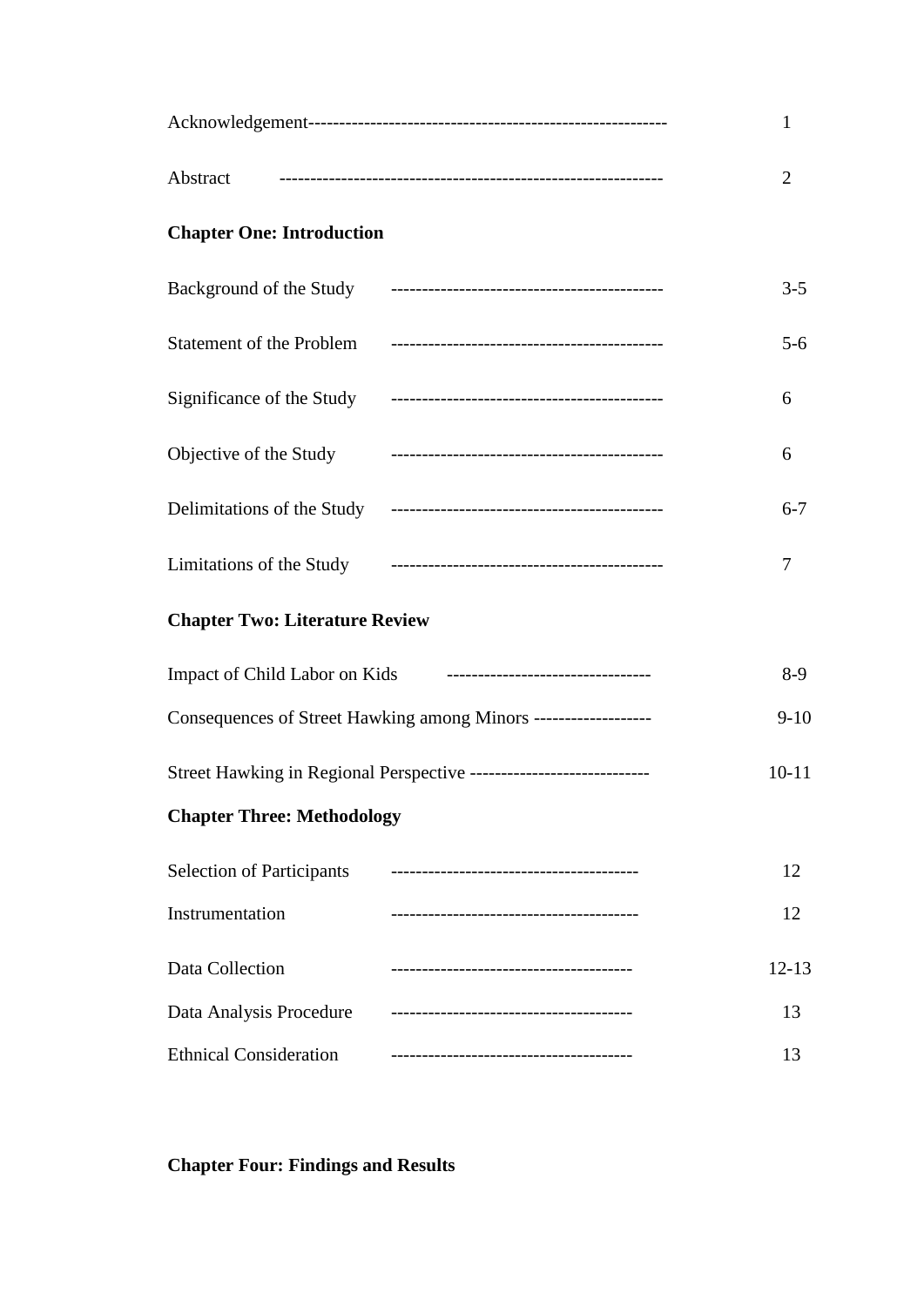Acknowledgement---------------------------------------------------------- 1

Abstract ------------------------------------------------------------ 2

**Chapter One: Introduction**

Background of the Study -------------------------------------------- 3-5

Statement of the Problem -------------------------------------------- 5-6

Significance of the Study -------------------------------------------- 6

Objective of the Study -------------------------------------------- 6

Delimitations of the Study -------------------------------------------- 6-7

Limitations of the Study -------------------------------------------- 7

**Chapter Two: Literature Review**

Impact of Child Labor on Kids --------------------------------- 8-9

Consequences of Street Hawking among Minors ------------------- 9-10

Street Hawking in Regional Perspective ----------------------------- 10-11

**Chapter Three: Methodology**

Selection of Participants --------------------------------------- 12

Instrumentation --------------------------------------- 12

Data Collection -------------------------------------- 12-13

Data Analysis Procedure -------------------------------------- 13

Ethnical Consideration -------------------------------------- 13

**Chapter Four: Findings and Results**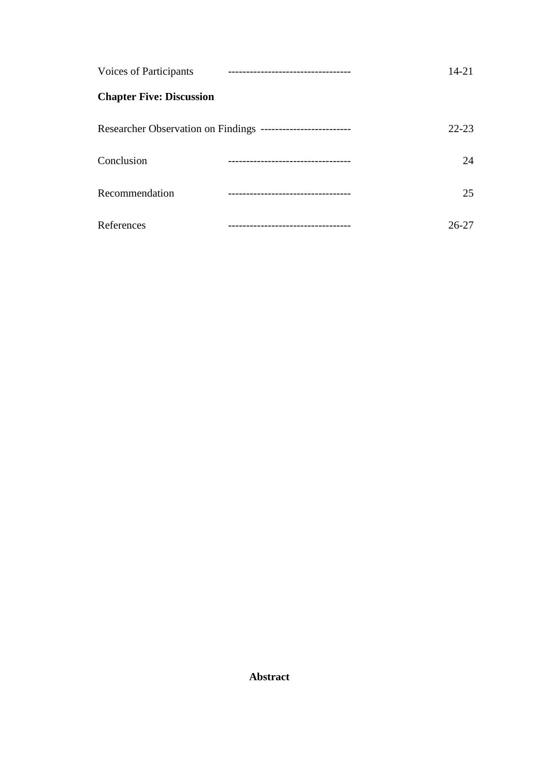Voices of Participants ---------------------------------- 14-21

**Chapter Five: Discussion**

Researcher Observation on Findings ------------------------- 22-23

Conclusion ---------------------------------- 24

Recommendation ---------------------------------- 25

References ---------------------------------- 26-27

## Abstract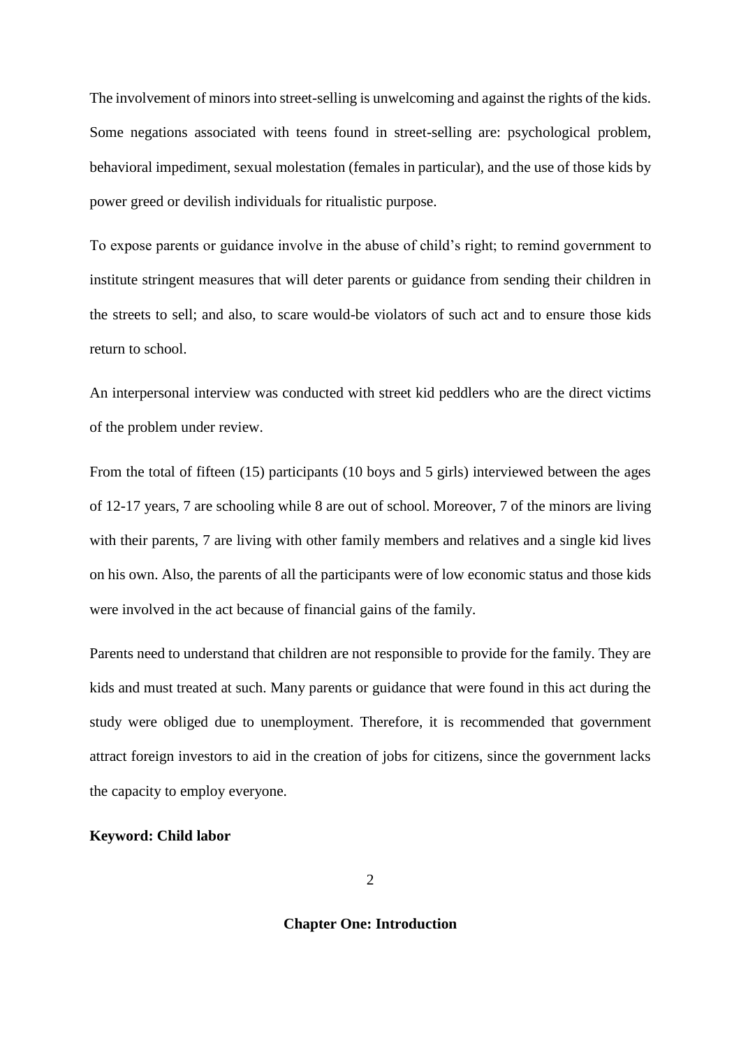The involvement of minors into street-selling is unwelcoming and against the rights of the kids. Some negations associated with teens found in street-selling are: psychological problem, behavioral impediment, sexual molestation (females in particular), and the use of those kids by power greed or devilish individuals for ritualistic purpose.

To expose parents or guidance involve in the abuse of child's right; to remind government to institute stringent measures that will deter parents or guidance from sending their children in the streets to sell; and also, to scare would-be violators of such act and to ensure those kids return to school.

An interpersonal interview was conducted with street kid peddlers who are the direct victims of the problem under review.

From the total of fifteen (15) participants (10 boys and 5 girls) interviewed between the ages of 12-17 years, 7 are schooling while 8 are out of school. Moreover, 7 of the minors are living with their parents, 7 are living with other family members and relatives and a single kid lives on his own. Also, the parents of all the participants were of low economic status and those kids were involved in the act because of financial gains of the family.

Parents need to understand that children are not responsible to provide for the family. They are kids and must treated at such. Many parents or guidance that were found in this act during the study were obliged due to unemployment. Therefore, it is recommended that government attract foreign investors to aid in the creation of jobs for citizens, since the government lacks the capacity to employ everyone.

**Keyword: Child labor**

# Chapter One: Introduction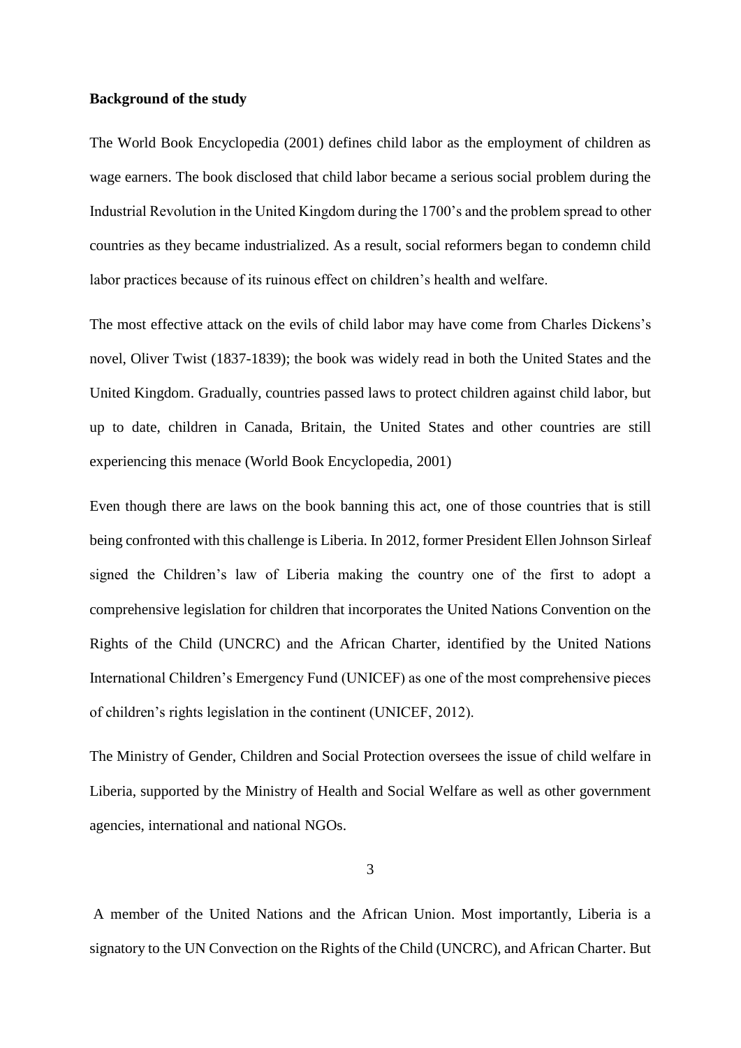**Background of the study**

The World Book Encyclopedia (2001) defines child labor as the employment of children as wage earners. The book disclosed that child labor became a serious social problem during the Industrial Revolution in the United Kingdom during the 1700's and the problem spread to other countries as they became industrialized. As a result, social reformers began to condemn child labor practices because of its ruinous effect on children's health and welfare.

The most effective attack on the evils of child labor may have come from Charles Dickens's novel, Oliver Twist (1837-1839); the book was widely read in both the United States and the United Kingdom. Gradually, countries passed laws to protect children against child labor, but up to date, children in Canada, Britain, the United States and other countries are still experiencing this menace (World Book Encyclopedia, 2001)

Even though there are laws on the book banning this act, one of those countries that is still being confronted with this challenge is Liberia. In 2012, former President Ellen Johnson Sirleaf signed the Children's law of Liberia making the country one of the first to adopt a comprehensive legislation for children that incorporates the United Nations Convention on the Rights of the Child (UNCRC) and the African Charter, identified by the United Nations International Children's Emergency Fund (UNICEF) as one of the most comprehensive pieces of children's rights legislation in the continent (UNICEF, 2012).

The Ministry of Gender, Children and Social Protection oversees the issue of child welfare in Liberia, supported by the Ministry of Health and Social Welfare as well as other government agencies, international and national NGOs.

A member of the United Nations and the African Union. Most importantly, Liberia is a signatory to the UN Convection on the Rights of the Child (UNCRC), and African Charter. But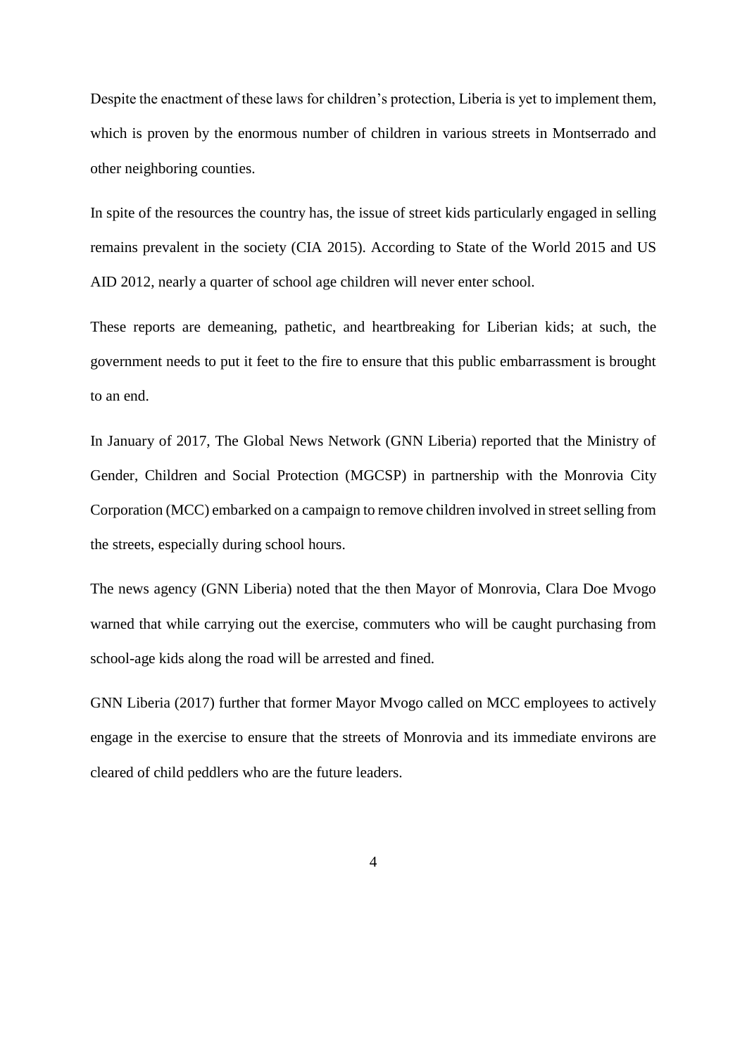Despite the enactment of these laws for children's protection, Liberia is yet to implement them, which is proven by the enormous number of children in various streets in Montserrado and other neighboring counties.

In spite of the resources the country has, the issue of street kids particularly engaged in selling remains prevalent in the society (CIA 2015). According to State of the World 2015 and US AID 2012, nearly a quarter of school age children will never enter school.

These reports are demeaning, pathetic, and heartbreaking for Liberian kids; at such, the government needs to put it feet to the fire to ensure that this public embarrassment is brought to an end.

In January of 2017, The Global News Network (GNN Liberia) reported that the Ministry of Gender, Children and Social Protection (MGCSP) in partnership with the Monrovia City Corporation (MCC) embarked on a campaign to remove children involved in street selling from the streets, especially during school hours.

The news agency (GNN Liberia) noted that the then Mayor of Monrovia, Clara Doe Mvogo warned that while carrying out the exercise, commuters who will be caught purchasing from school-age kids along the road will be arrested and fined.

GNN Liberia (2017) further that former Mayor Mvogo called on MCC employees to actively engage in the exercise to ensure that the streets of Monrovia and its immediate environs are cleared of child peddlers who are the future leaders.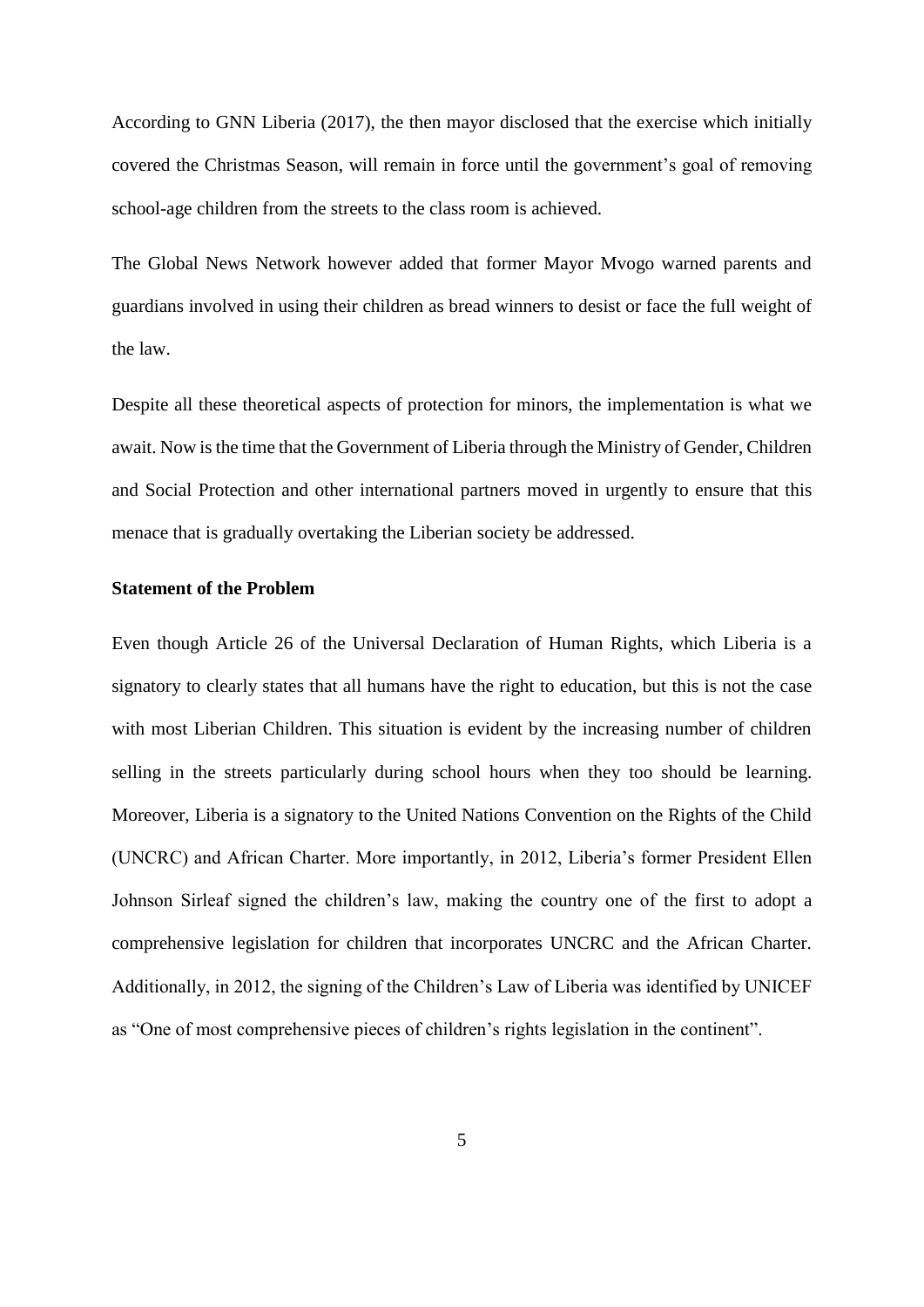According to GNN Liberia (2017), the then mayor disclosed that the exercise which initially covered the Christmas Season, will remain in force until the government's goal of removing school-age children from the streets to the class room is achieved.

The Global News Network however added that former Mayor Mvogo warned parents and guardians involved in using their children as bread winners to desist or face the full weight of the law.

Despite all these theoretical aspects of protection for minors, the implementation is what we await. Now is the time that the Government of Liberia through the Ministry of Gender, Children and Social Protection and other international partners moved in urgently to ensure that this menace that is gradually overtaking the Liberian society be addressed.

**Statement of the Problem**

Even though Article 26 of the Universal Declaration of Human Rights, which Liberia is a signatory to clearly states that all humans have the right to education, but this is not the case with most Liberian Children. This situation is evident by the increasing number of children selling in the streets particularly during school hours when they too should be learning. Moreover, Liberia is a signatory to the United Nations Convention on the Rights of the Child (UNCRC) and African Charter. More importantly, in 2012, Liberia's former President Ellen Johnson Sirleaf signed the children's law, making the country one of the first to adopt a comprehensive legislation for children that incorporates UNCRC and the African Charter. Additionally, in 2012, the signing of the Children's Law of Liberia was identified by UNICEF as "One of most comprehensive pieces of children's rights legislation in the continent".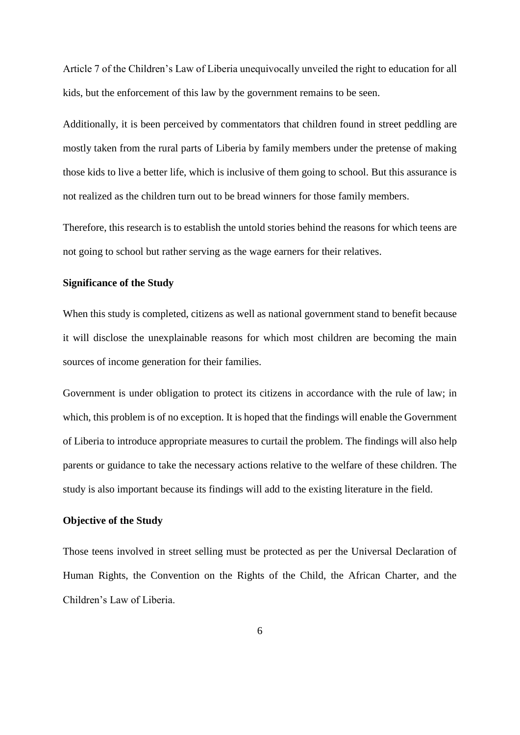Article 7 of the Children's Law of Liberia unequivocally unveiled the right to education for all kids, but the enforcement of this law by the government remains to be seen.

Additionally, it is been perceived by commentators that children found in street peddling are mostly taken from the rural parts of Liberia by family members under the pretense of making those kids to live a better life, which is inclusive of them going to school. But this assurance is not realized as the children turn out to be bread winners for those family members.

Therefore, this research is to establish the untold stories behind the reasons for which teens are not going to school but rather serving as the wage earners for their relatives.

**Significance of the Study**

When this study is completed, citizens as well as national government stand to benefit because it will disclose the unexplainable reasons for which most children are becoming the main sources of income generation for their families.

Government is under obligation to protect its citizens in accordance with the rule of law; in which, this problem is of no exception. It is hoped that the findings will enable the Government of Liberia to introduce appropriate measures to curtail the problem. The findings will also help parents or guidance to take the necessary actions relative to the welfare of these children. The study is also important because its findings will add to the existing literature in the field.

**Objective of the Study**

Those teens involved in street selling must be protected as per the Universal Declaration of Human Rights, the Convention on the Rights of the Child, the African Charter, and the Children's Law of Liberia.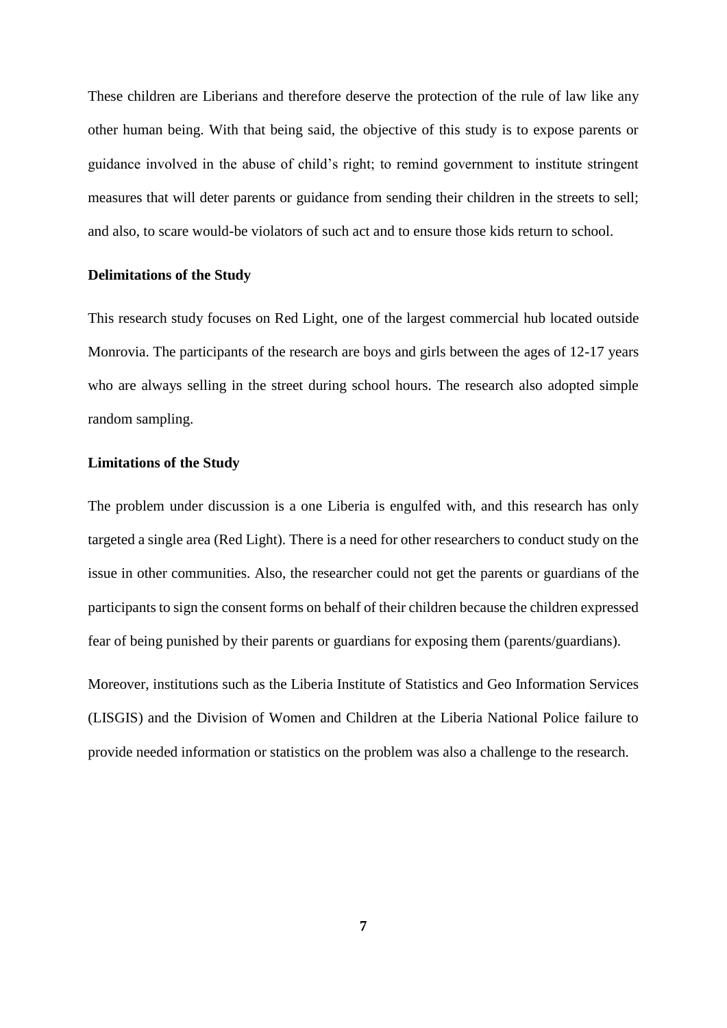These children are Liberians and therefore deserve the protection of the rule of law like any other human being. With that being said, the objective of this study is to expose parents or guidance involved in the abuse of child's right; to remind government to institute stringent measures that will deter parents or guidance from sending their children in the streets to sell; and also, to scare would-be violators of such act and to ensure those kids return to school.

### Delimitations of the Study

This research study focuses on Red Light, one of the largest commercial hub located outside Monrovia. The participants of the research are boys and girls between the ages of 12-17 years who are always selling in the street during school hours. The research also adopted simple random sampling.

### Limitations of the Study

The problem under discussion is a one Liberia is engulfed with, and this research has only targeted a single area (Red Light). There is a need for other researchers to conduct study on the issue in other communities. Also, the researcher could not get the parents or guardians of the participants to sign the consent forms on behalf of their children because the children expressed fear of being punished by their parents or guardians for exposing them (parents/guardians).

Moreover, institutions such as the Liberia Institute of Statistics and Geo Information Services (LISGIS) and the Division of Women and Children at the Liberia National Police failure to provide needed information or statistics on the problem was also a challenge to the research.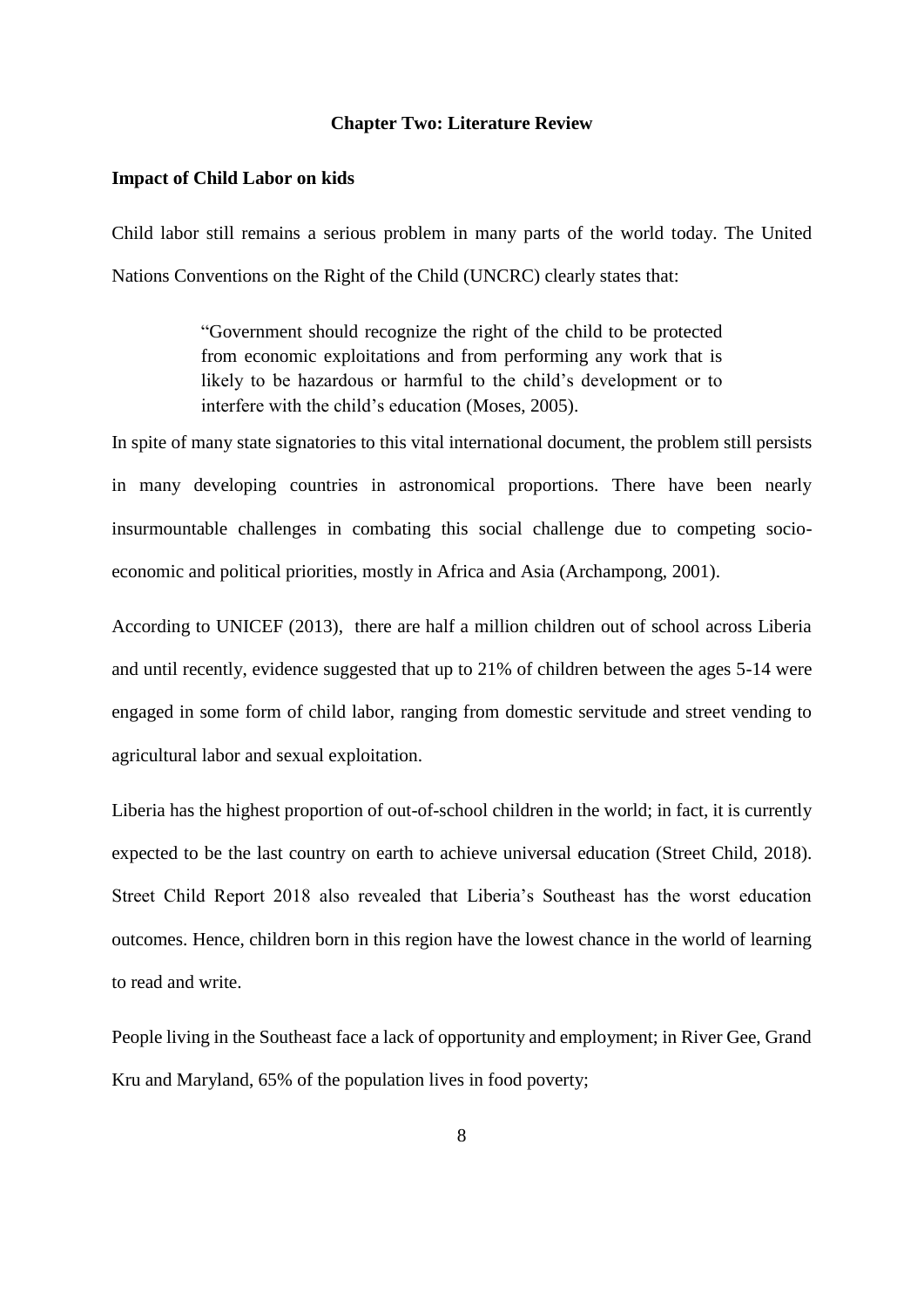## Chapter Two: Literature Review

### Impact of Child Labor on kids

Child labor still remains a serious problem in many parts of the world today. The United Nations Conventions on the Right of the Child (UNCRC) clearly states that:

> "Government should recognize the right of the child to be protected from economic exploitations and from performing any work that is likely to be hazardous or harmful to the child's development or to interfere with the child's education (Moses, 2005).

In spite of many state signatories to this vital international document, the problem still persists in many developing countries in astronomical proportions. There have been nearly insurmountable challenges in combating this social challenge due to competing socio-economic and political priorities, mostly in Africa and Asia (Archampong, 2001).

According to UNICEF (2013), there are half a million children out of school across Liberia and until recently, evidence suggested that up to 21% of children between the ages 5-14 were engaged in some form of child labor, ranging from domestic servitude and street vending to agricultural labor and sexual exploitation.

Liberia has the highest proportion of out-of-school children in the world; in fact, it is currently expected to be the last country on earth to achieve universal education (Street Child, 2018). Street Child Report 2018 also revealed that Liberia's Southeast has the worst education outcomes. Hence, children born in this region have the lowest chance in the world of learning to read and write.

People living in the Southeast face a lack of opportunity and employment; in River Gee, Grand Kru and Maryland, 65% of the population lives in food poverty;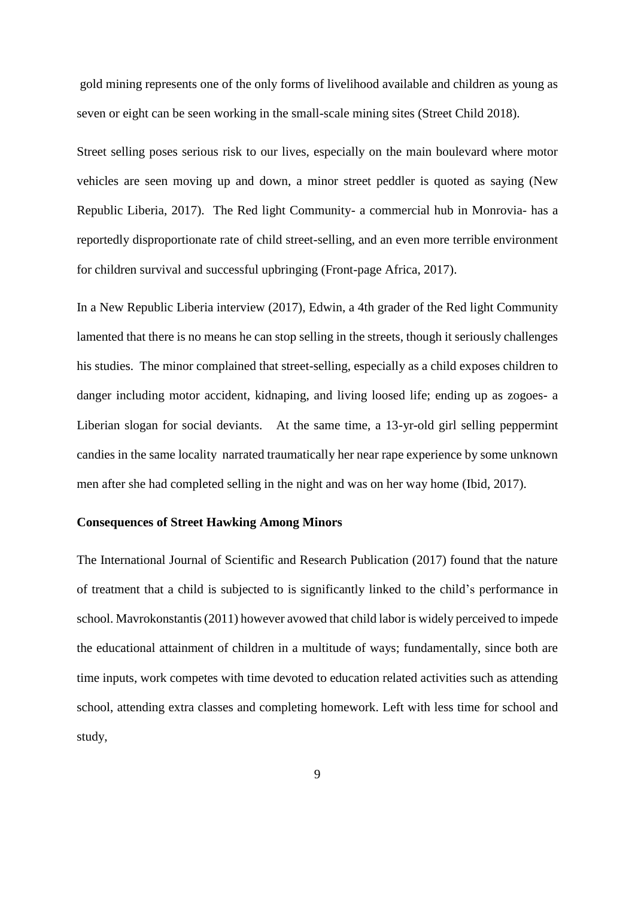gold mining represents one of the only forms of livelihood available and children as young as seven or eight can be seen working in the small-scale mining sites (Street Child 2018).

Street selling poses serious risk to our lives, especially on the main boulevard where motor vehicles are seen moving up and down, a minor street peddler is quoted as saying (New Republic Liberia, 2017). The Red light Community- a commercial hub in Monrovia- has a reportedly disproportionate rate of child street-selling, and an even more terrible environment for children survival and successful upbringing (Front-page Africa, 2017).

In a New Republic Liberia interview (2017), Edwin, a 4th grader of the Red light Community lamented that there is no means he can stop selling in the streets, though it seriously challenges his studies. The minor complained that street-selling, especially as a child exposes children to danger including motor accident, kidnaping, and living loosed life; ending up as zogoes- a Liberian slogan for social deviants. At the same time, a 13-yr-old girl selling peppermint candies in the same locality narrated traumatically her near rape experience by some unknown men after she had completed selling in the night and was on her way home (Ibid, 2017).

**Consequences of Street Hawking Among Minors**

The International Journal of Scientific and Research Publication (2017) found that the nature of treatment that a child is subjected to is significantly linked to the child's performance in school. Mavrokonstantis (2011) however avowed that child labor is widely perceived to impede the educational attainment of children in a multitude of ways; fundamentally, since both are time inputs, work competes with time devoted to education related activities such as attending school, attending extra classes and completing homework. Left with less time for school and study,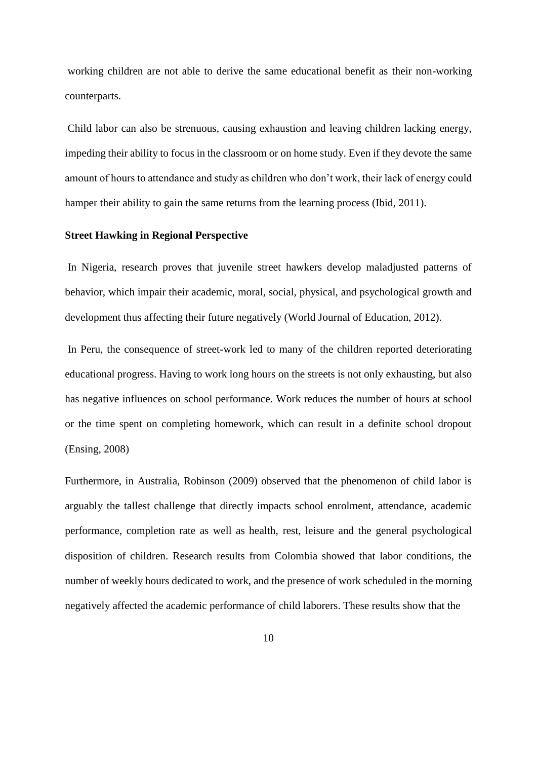working children are not able to derive the same educational benefit as their non-working counterparts.

Child labor can also be strenuous, causing exhaustion and leaving children lacking energy, impeding their ability to focus in the classroom or on home study. Even if they devote the same amount of hours to attendance and study as children who don't work, their lack of energy could hamper their ability to gain the same returns from the learning process (Ibid, 2011).

**Street Hawking in Regional Perspective**

In Nigeria, research proves that juvenile street hawkers develop maladjusted patterns of behavior, which impair their academic, moral, social, physical, and psychological growth and development thus affecting their future negatively (World Journal of Education, 2012).

In Peru, the consequence of street-work led to many of the children reported deteriorating educational progress. Having to work long hours on the streets is not only exhausting, but also has negative influences on school performance. Work reduces the number of hours at school or the time spent on completing homework, which can result in a definite school dropout (Ensing, 2008)

Furthermore, in Australia, Robinson (2009) observed that the phenomenon of child labor is arguably the tallest challenge that directly impacts school enrolment, attendance, academic performance, completion rate as well as health, rest, leisure and the general psychological disposition of children. Research results from Colombia showed that labor conditions, the number of weekly hours dedicated to work, and the presence of work scheduled in the morning negatively affected the academic performance of child laborers. These results show that the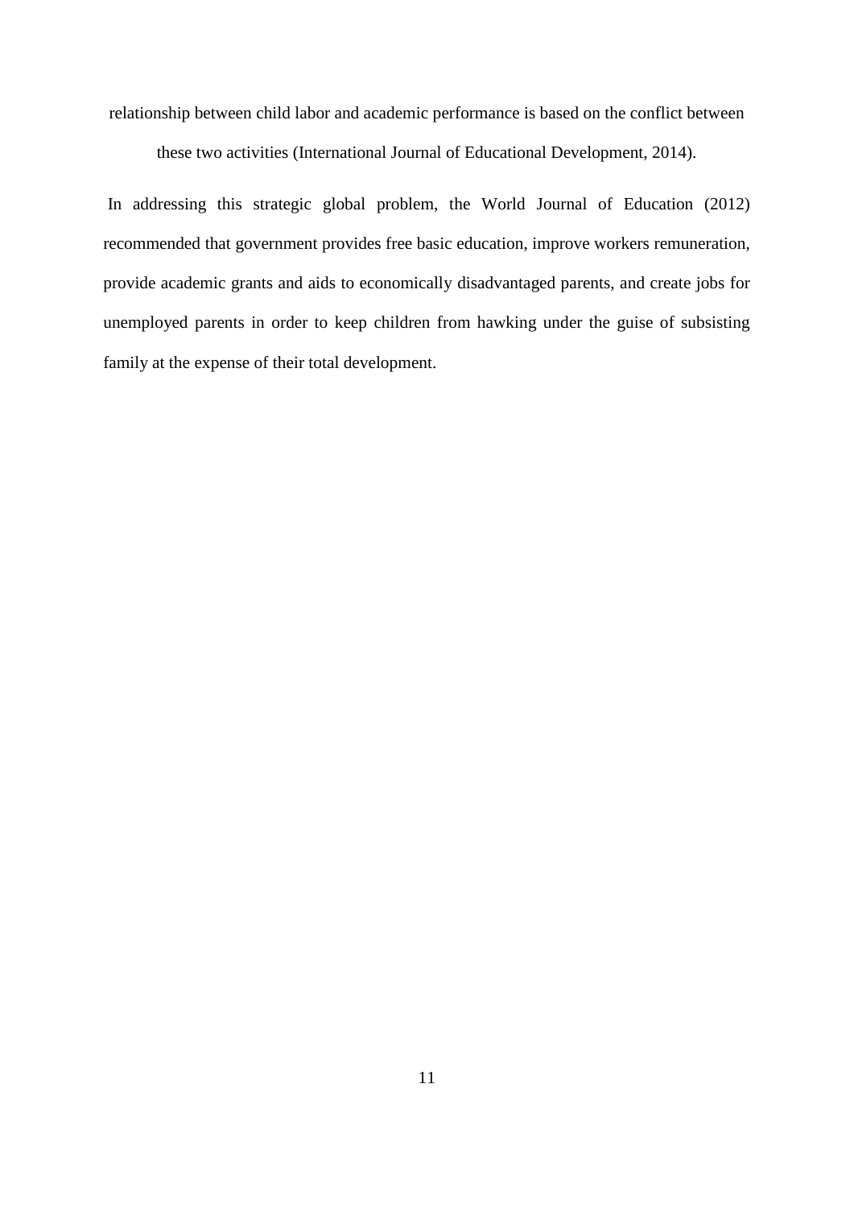relationship between child labor and academic performance is based on the conflict between these two activities (International Journal of Educational Development, 2014).

In addressing this strategic global problem, the World Journal of Education (2012) recommended that government provides free basic education, improve workers remuneration, provide academic grants and aids to economically disadvantaged parents, and create jobs for unemployed parents in order to keep children from hawking under the guise of subsisting family at the expense of their total development.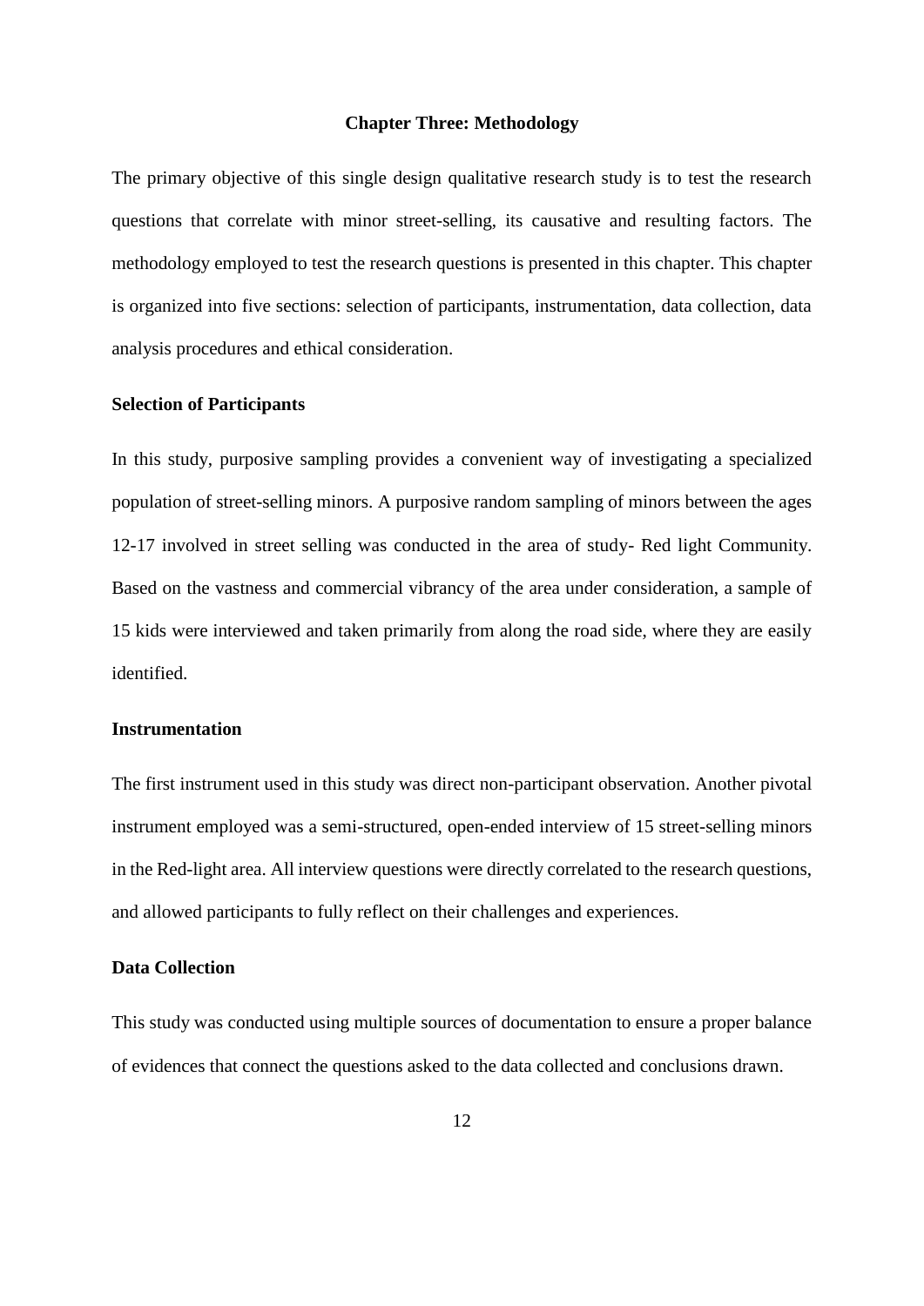# Chapter Three: Methodology

The primary objective of this single design qualitative research study is to test the research questions that correlate with minor street-selling, its causative and resulting factors. The methodology employed to test the research questions is presented in this chapter. This chapter is organized into five sections: selection of participants, instrumentation, data collection, data analysis procedures and ethical consideration.

## Selection of Participants

In this study, purposive sampling provides a convenient way of investigating a specialized population of street-selling minors. A purposive random sampling of minors between the ages 12-17 involved in street selling was conducted in the area of study- Red light Community. Based on the vastness and commercial vibrancy of the area under consideration, a sample of 15 kids were interviewed and taken primarily from along the road side, where they are easily identified.

## Instrumentation

The first instrument used in this study was direct non-participant observation. Another pivotal instrument employed was a semi-structured, open-ended interview of 15 street-selling minors in the Red-light area. All interview questions were directly correlated to the research questions, and allowed participants to fully reflect on their challenges and experiences.

## Data Collection

This study was conducted using multiple sources of documentation to ensure a proper balance of evidences that connect the questions asked to the data collected and conclusions drawn.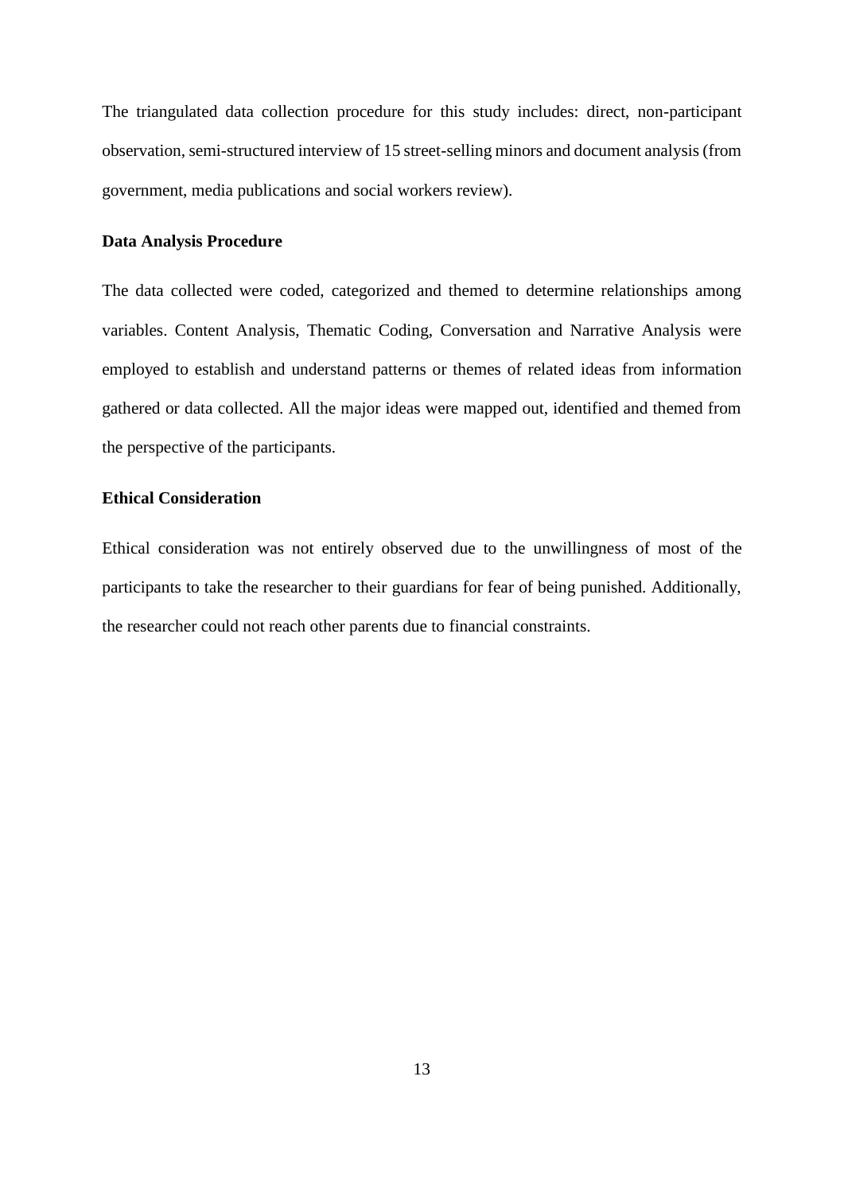The triangulated data collection procedure for this study includes: direct, non-participant observation, semi-structured interview of 15 street-selling minors and document analysis (from government, media publications and social workers review).

**Data Analysis Procedure**

The data collected were coded, categorized and themed to determine relationships among variables. Content Analysis, Thematic Coding, Conversation and Narrative Analysis were employed to establish and understand patterns or themes of related ideas from information gathered or data collected. All the major ideas were mapped out, identified and themed from the perspective of the participants.

**Ethical Consideration**

Ethical consideration was not entirely observed due to the unwillingness of most of the participants to take the researcher to their guardians for fear of being punished. Additionally, the researcher could not reach other parents due to financial constraints.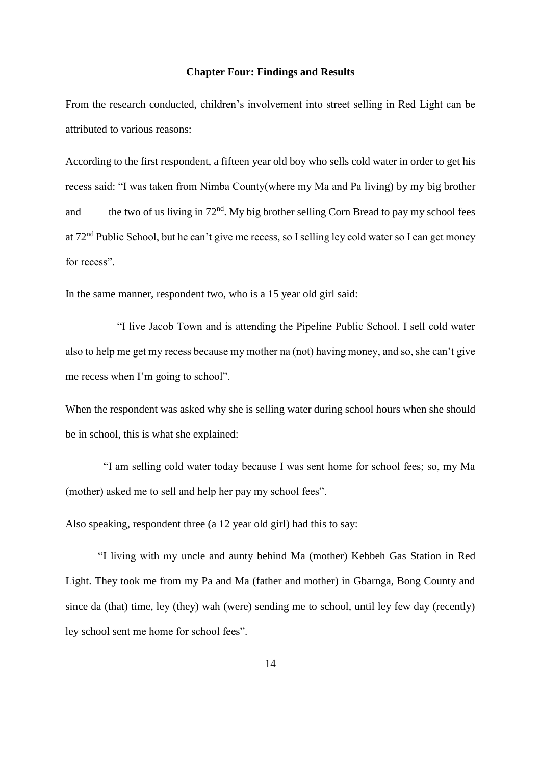# Chapter Four: Findings and Results

From the research conducted, children's involvement into street selling in Red Light can be attributed to various reasons:

According to the first respondent, a fifteen year old boy who sells cold water in order to get his recess said: "I was taken from Nimba County(where my Ma and Pa living) by my big brother and the two of us living in 72nd. My big brother selling Corn Bread to pay my school fees at 72nd Public School, but he can't give me recess, so I selling ley cold water so I can get money for recess".

In the same manner, respondent two, who is a 15 year old girl said:

"I live Jacob Town and is attending the Pipeline Public School. I sell cold water also to help me get my recess because my mother na (not) having money, and so, she can't give me recess when I'm going to school".

When the respondent was asked why she is selling water during school hours when she should be in school, this is what she explained:

"I am selling cold water today because I was sent home for school fees; so, my Ma (mother) asked me to sell and help her pay my school fees".

Also speaking, respondent three (a 12 year old girl) had this to say:

"I living with my uncle and aunty behind Ma (mother) Kebbeh Gas Station in Red Light. They took me from my Pa and Ma (father and mother) in Gbarnga, Bong County and since da (that) time, ley (they) wah (were) sending me to school, until ley few day (recently) ley school sent me home for school fees".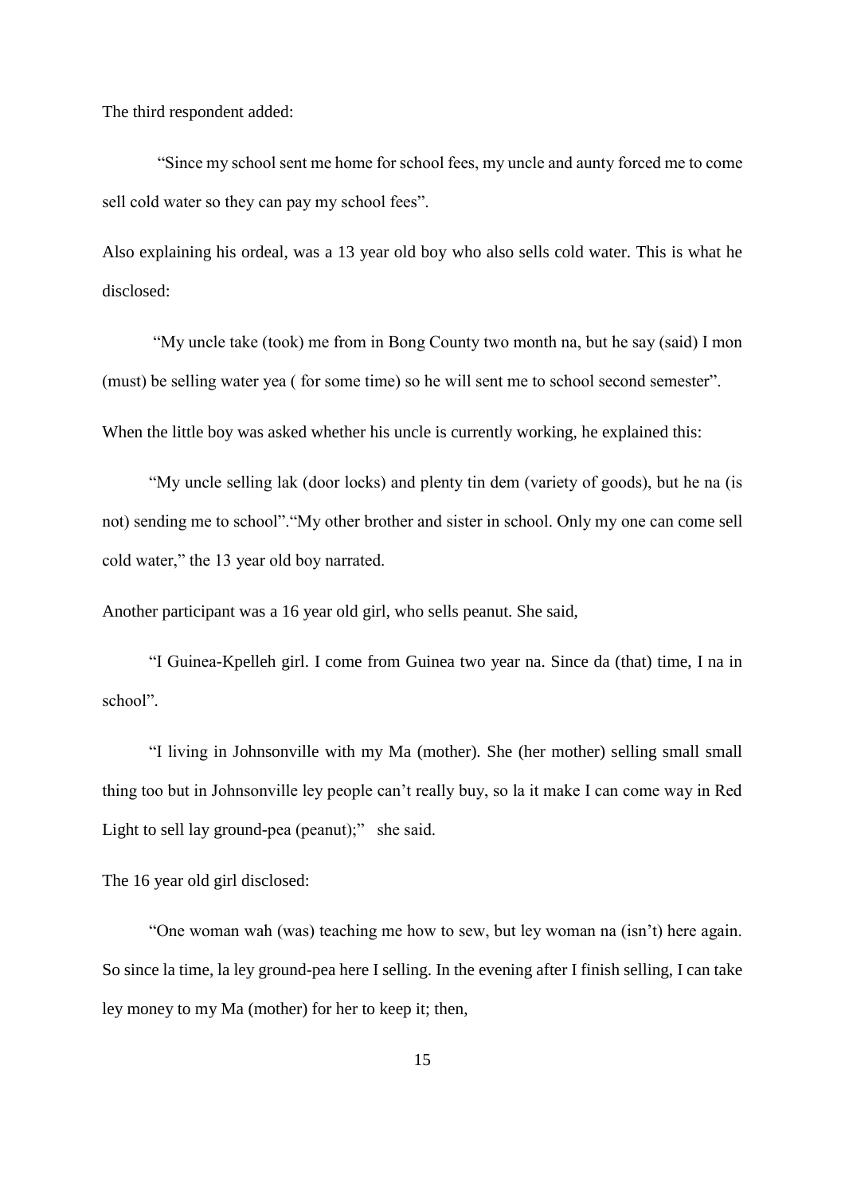The third respondent added:

> "Since my school sent me home for school fees, my uncle and aunty forced me to come sell cold water so they can pay my school fees".

Also explaining his ordeal, was a 13 year old boy who also sells cold water. This is what he disclosed:

> "My uncle take (took) me from in Bong County two month na, but he say (said) I mon (must) be selling water yea ( for some time) so he will sent me to school second semester".

When the little boy was asked whether his uncle is currently working, he explained this:

> "My uncle selling lak (door locks) and plenty tin dem (variety of goods), but he na (is not) sending me to school"."My other brother and sister in school. Only my one can come sell cold water," the 13 year old boy narrated.

Another participant was a 16 year old girl, who sells peanut. She said,

> "I Guinea-Kpelleh girl. I come from Guinea two year na. Since da (that) time, I na in school".
>
> "I living in Johnsonville with my Ma (mother). She (her mother) selling small small thing too but in Johnsonville ley people can't really buy, so la it make I can come way in Red Light to sell lay ground-pea (peanut);" she said.

The 16 year old girl disclosed:

> "One woman wah (was) teaching me how to sew, but ley woman na (isn't) here again. So since la time, la ley ground-pea here I selling. In the evening after I finish selling, I can take ley money to my Ma (mother) for her to keep it; then,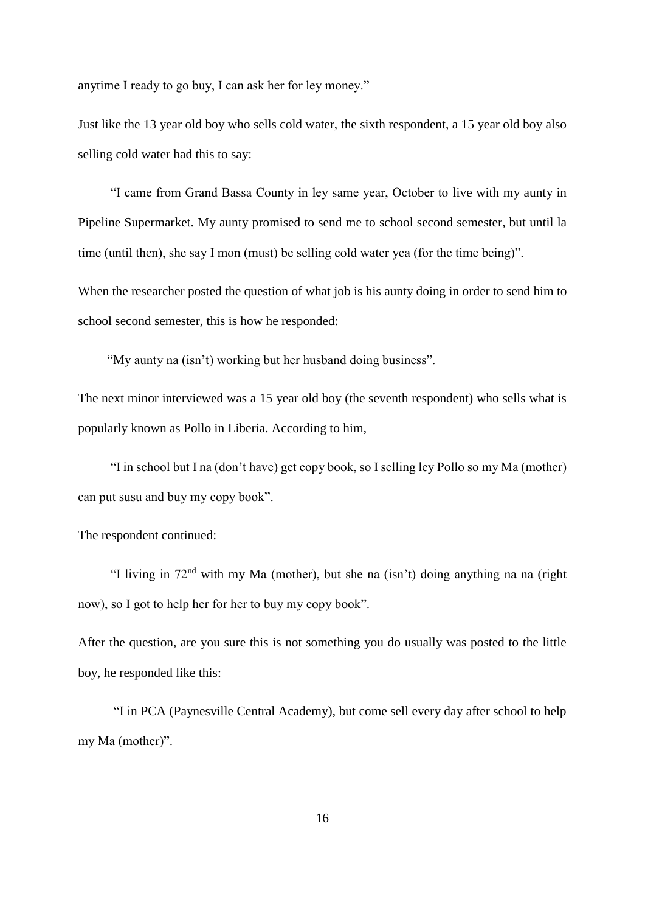anytime I ready to go buy, I can ask her for ley money."

Just like the 13 year old boy who sells cold water, the sixth respondent, a 15 year old boy also selling cold water had this to say:

"I came from Grand Bassa County in ley same year, October to live with my aunty in Pipeline Supermarket. My aunty promised to send me to school second semester, but until la time (until then), she say I mon (must) be selling cold water yea (for the time being)".

When the researcher posted the question of what job is his aunty doing in order to send him to school second semester, this is how he responded:

"My aunty na (isn't) working but her husband doing business".

The next minor interviewed was a 15 year old boy (the seventh respondent) who sells what is popularly known as Pollo in Liberia. According to him,

"I in school but I na (don't have) get copy book, so I selling ley Pollo so my Ma (mother) can put susu and buy my copy book".

The respondent continued:

"I living in 72nd with my Ma (mother), but she na (isn't) doing anything na na (right now), so I got to help her for her to buy my copy book".

After the question, are you sure this is not something you do usually was posted to the little boy, he responded like this:

"I in PCA (Paynesville Central Academy), but come sell every day after school to help my Ma (mother)".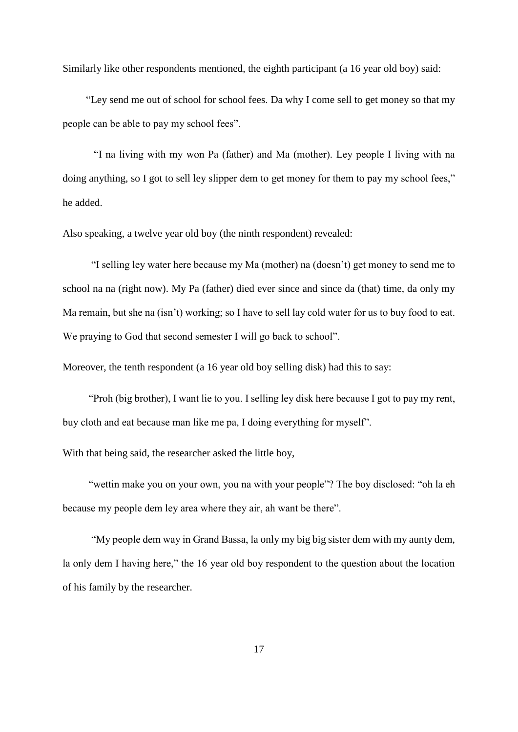Similarly like other respondents mentioned, the eighth participant (a 16 year old boy) said:

"Ley send me out of school for school fees. Da why I come sell to get money so that my people can be able to pay my school fees".

"I na living with my won Pa (father) and Ma (mother). Ley people I living with na doing anything, so I got to sell ley slipper dem to get money for them to pay my school fees," he added.

Also speaking, a twelve year old boy (the ninth respondent) revealed:

"I selling ley water here because my Ma (mother) na (doesn't) get money to send me to school na na (right now). My Pa (father) died ever since and since da (that) time, da only my Ma remain, but she na (isn't) working; so I have to sell lay cold water for us to buy food to eat. We praying to God that second semester I will go back to school".

Moreover, the tenth respondent (a 16 year old boy selling disk) had this to say:

"Proh (big brother), I want lie to you. I selling ley disk here because I got to pay my rent, buy cloth and eat because man like me pa, I doing everything for myself".

With that being said, the researcher asked the little boy,

"wettin make you on your own, you na with your people"? The boy disclosed: "oh la eh because my people dem ley area where they air, ah want be there".

"My people dem way in Grand Bassa, la only my big big sister dem with my aunty dem, la only dem I having here," the 16 year old boy respondent to the question about the location of his family by the researcher.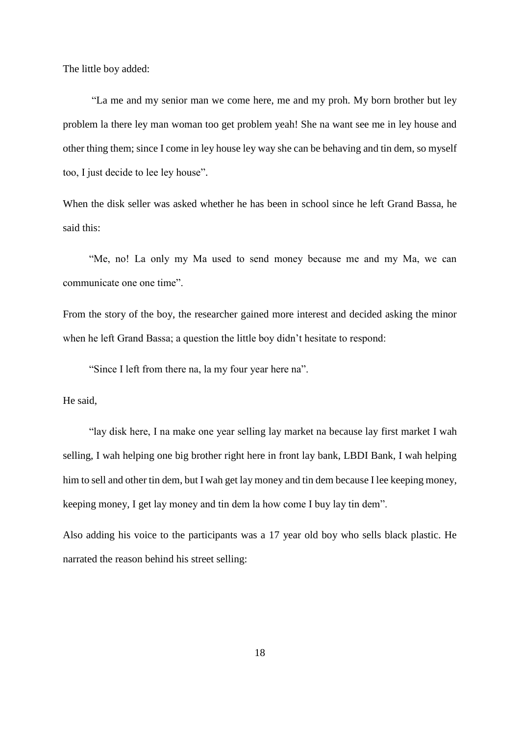The little boy added:

> "La me and my senior man we come here, me and my proh. My born brother but ley problem la there ley man woman too get problem yeah! She na want see me in ley house and other thing them; since I come in ley house ley way she can be behaving and tin dem, so myself too, I just decide to lee ley house".

When the disk seller was asked whether he has been in school since he left Grand Bassa, he said this:

> "Me, no! La only my Ma used to send money because me and my Ma, we can communicate one one time".

From the story of the boy, the researcher gained more interest and decided asking the minor when he left Grand Bassa; a question the little boy didn't hesitate to respond:

> "Since I left from there na, la my four year here na".

He said,

> "lay disk here, I na make one year selling lay market na because lay first market I wah selling, I wah helping one big brother right here in front lay bank, LBDI Bank, I wah helping him to sell and other tin dem, but I wah get lay money and tin dem because I lee keeping money, keeping money, I get lay money and tin dem la how come I buy lay tin dem".

Also adding his voice to the participants was a 17 year old boy who sells black plastic. He narrated the reason behind his street selling: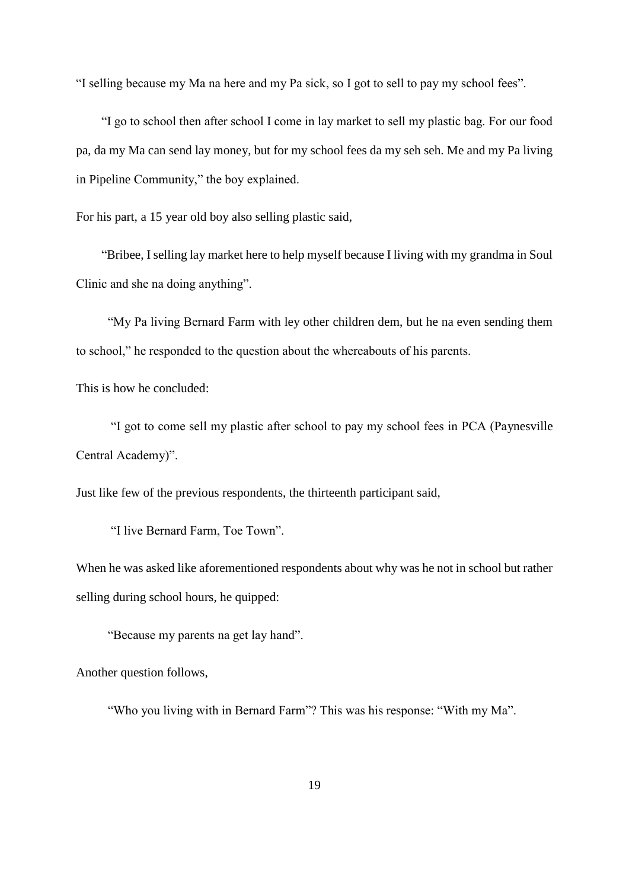"I selling because my Ma na here and my Pa sick, so I got to sell to pay my school fees".

"I go to school then after school I come in lay market to sell my plastic bag. For our food pa, da my Ma can send lay money, but for my school fees da my seh seh. Me and my Pa living in Pipeline Community," the boy explained.

For his part, a 15 year old boy also selling plastic said,

"Bribee, I selling lay market here to help myself because I living with my grandma in Soul Clinic and she na doing anything".

"My Pa living Bernard Farm with ley other children dem, but he na even sending them to school," he responded to the question about the whereabouts of his parents.

This is how he concluded:

"I got to come sell my plastic after school to pay my school fees in PCA (Paynesville Central Academy)".

Just like few of the previous respondents, the thirteenth participant said,

"I live Bernard Farm, Toe Town".

When he was asked like aforementioned respondents about why was he not in school but rather selling during school hours, he quipped:

"Because my parents na get lay hand".

Another question follows,

"Who you living with in Bernard Farm"? This was his response: "With my Ma".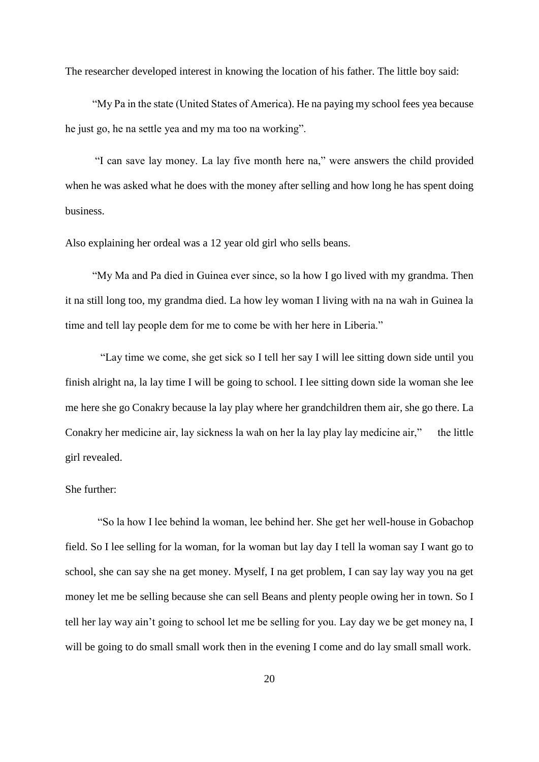The researcher developed interest in knowing the location of his father. The little boy said:

"My Pa in the state (United States of America). He na paying my school fees yea because he just go, he na settle yea and my ma too na working".

"I can save lay money. La lay five month here na," were answers the child provided when he was asked what he does with the money after selling and how long he has spent doing business.

Also explaining her ordeal was a 12 year old girl who sells beans.

"My Ma and Pa died in Guinea ever since, so la how I go lived with my grandma. Then it na still long too, my grandma died. La how ley woman I living with na na wah in Guinea la time and tell lay people dem for me to come be with her here in Liberia."

"Lay time we come, she get sick so I tell her say I will lee sitting down side until you finish alright na, la lay time I will be going to school. I lee sitting down side la woman she lee me here she go Conakry because la lay play where her grandchildren them air, she go there. La Conakry her medicine air, lay sickness la wah on her la lay play lay medicine air," the little girl revealed.

She further:

"So la how I lee behind la woman, lee behind her. She get her well-house in Gobachop field. So I lee selling for la woman, for la woman but lay day I tell la woman say I want go to school, she can say she na get money. Myself, I na get problem, I can say lay way you na get money let me be selling because she can sell Beans and plenty people owing her in town. So I tell her lay way ain't going to school let me be selling for you. Lay day we be get money na, I will be going to do small small work then in the evening I come and do lay small small work.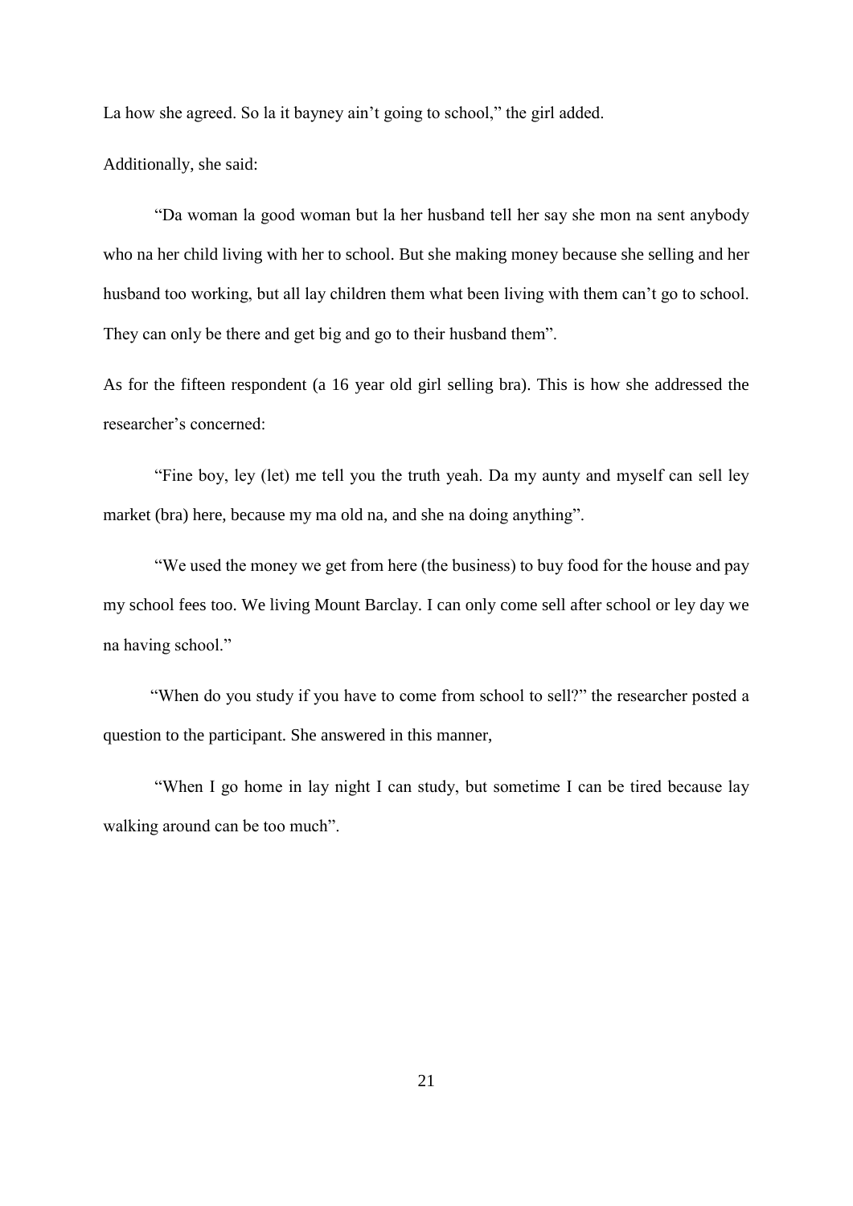La how she agreed. So la it bayney ain't going to school," the girl added.

Additionally, she said:

"Da woman la good woman but la her husband tell her say she mon na sent anybody who na her child living with her to school. But she making money because she selling and her husband too working, but all lay children them what been living with them can't go to school. They can only be there and get big and go to their husband them".

As for the fifteen respondent (a 16 year old girl selling bra). This is how she addressed the researcher's concerned:

"Fine boy, ley (let) me tell you the truth yeah. Da my aunty and myself can sell ley market (bra) here, because my ma old na, and she na doing anything".

"We used the money we get from here (the business) to buy food for the house and pay my school fees too. We living Mount Barclay. I can only come sell after school or ley day we na having school."

"When do you study if you have to come from school to sell?" the researcher posted a question to the participant. She answered in this manner,

"When I go home in lay night I can study, but sometime I can be tired because lay walking around can be too much".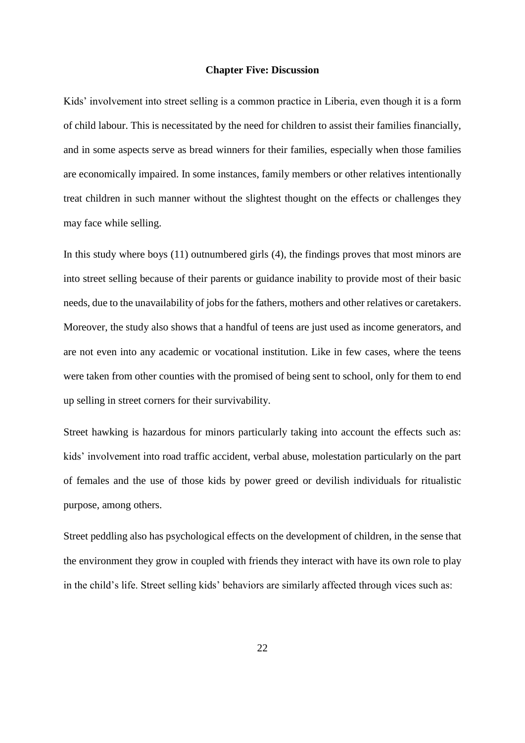# Chapter Five: Discussion

Kids' involvement into street selling is a common practice in Liberia, even though it is a form of child labour. This is necessitated by the need for children to assist their families financially, and in some aspects serve as bread winners for their families, especially when those families are economically impaired. In some instances, family members or other relatives intentionally treat children in such manner without the slightest thought on the effects or challenges they may face while selling.

In this study where boys (11) outnumbered girls (4), the findings proves that most minors are into street selling because of their parents or guidance inability to provide most of their basic needs, due to the unavailability of jobs for the fathers, mothers and other relatives or caretakers. Moreover, the study also shows that a handful of teens are just used as income generators, and are not even into any academic or vocational institution. Like in few cases, where the teens were taken from other counties with the promised of being sent to school, only for them to end up selling in street corners for their survivability.

Street hawking is hazardous for minors particularly taking into account the effects such as: kids' involvement into road traffic accident, verbal abuse, molestation particularly on the part of females and the use of those kids by power greed or devilish individuals for ritualistic purpose, among others.

Street peddling also has psychological effects on the development of children, in the sense that the environment they grow in coupled with friends they interact with have its own role to play in the child's life. Street selling kids' behaviors are similarly affected through vices such as: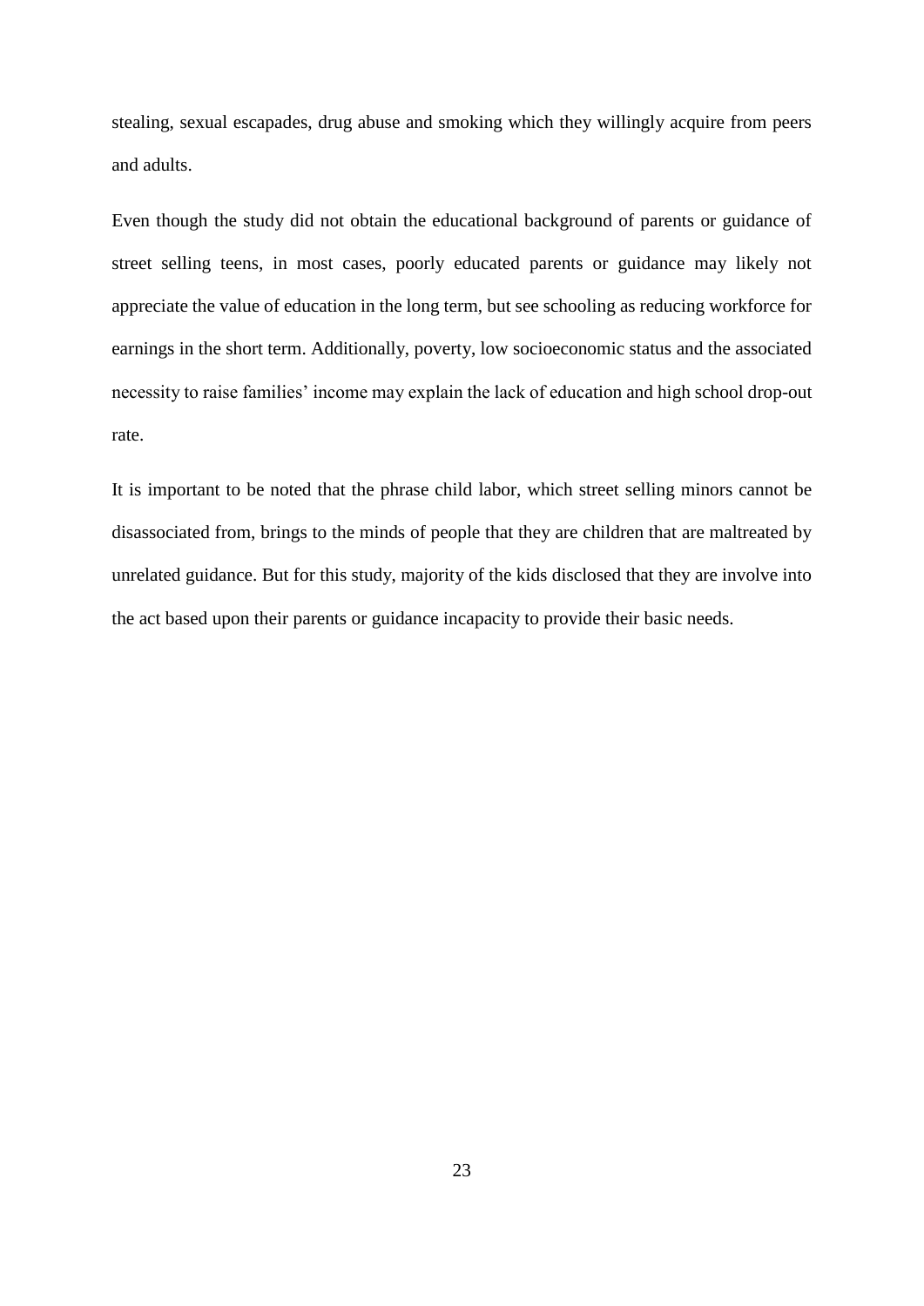stealing, sexual escapades, drug abuse and smoking which they willingly acquire from peers and adults.

Even though the study did not obtain the educational background of parents or guidance of street selling teens, in most cases, poorly educated parents or guidance may likely not appreciate the value of education in the long term, but see schooling as reducing workforce for earnings in the short term. Additionally, poverty, low socioeconomic status and the associated necessity to raise families' income may explain the lack of education and high school drop-out rate.

It is important to be noted that the phrase child labor, which street selling minors cannot be disassociated from, brings to the minds of people that they are children that are maltreated by unrelated guidance. But for this study, majority of the kids disclosed that they are involve into the act based upon their parents or guidance incapacity to provide their basic needs.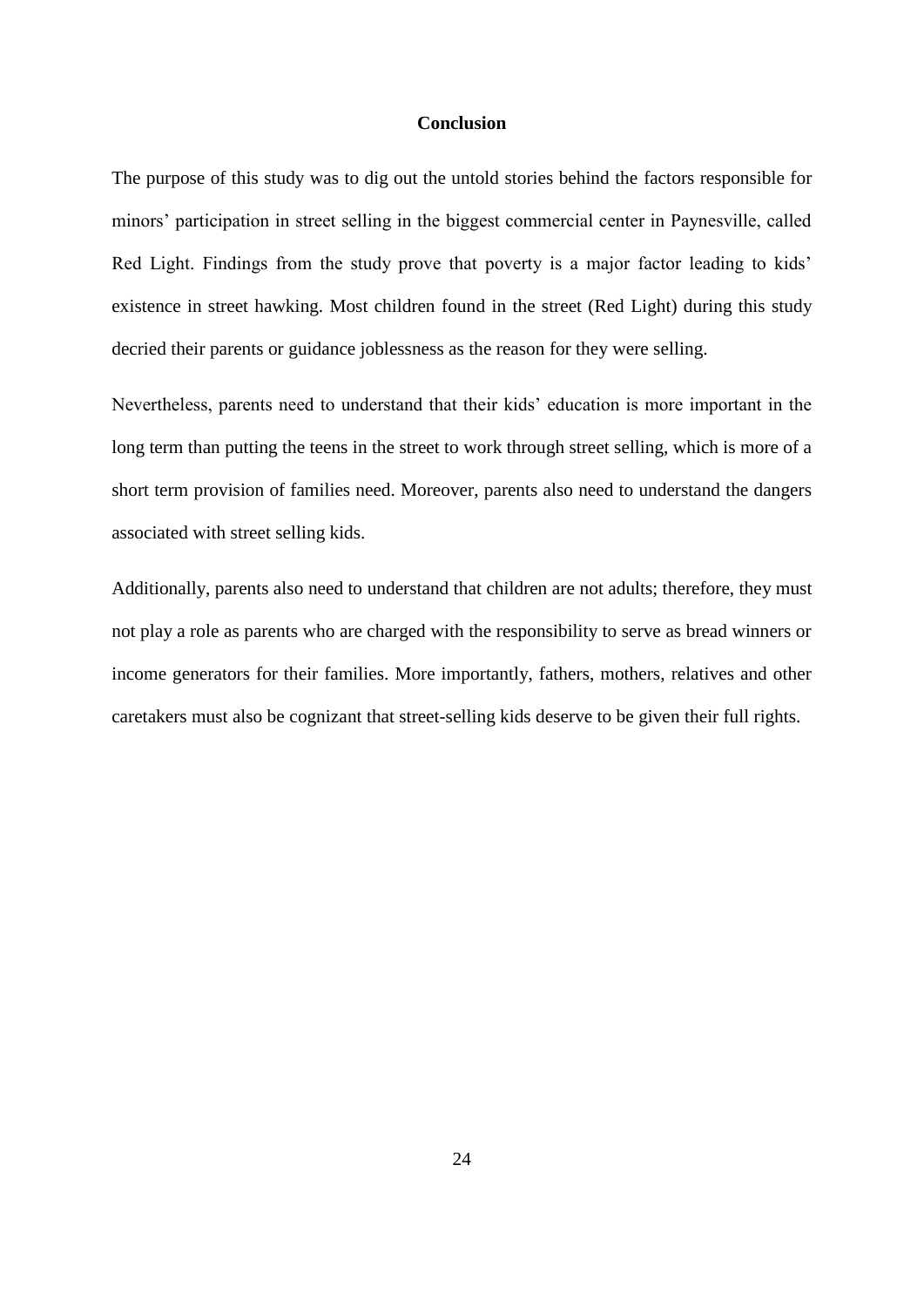## Conclusion

The purpose of this study was to dig out the untold stories behind the factors responsible for minors' participation in street selling in the biggest commercial center in Paynesville, called Red Light. Findings from the study prove that poverty is a major factor leading to kids' existence in street hawking. Most children found in the street (Red Light) during this study decried their parents or guidance joblessness as the reason for they were selling.

Nevertheless, parents need to understand that their kids' education is more important in the long term than putting the teens in the street to work through street selling, which is more of a short term provision of families need. Moreover, parents also need to understand the dangers associated with street selling kids.

Additionally, parents also need to understand that children are not adults; therefore, they must not play a role as parents who are charged with the responsibility to serve as bread winners or income generators for their families. More importantly, fathers, mothers, relatives and other caretakers must also be cognizant that street-selling kids deserve to be given their full rights.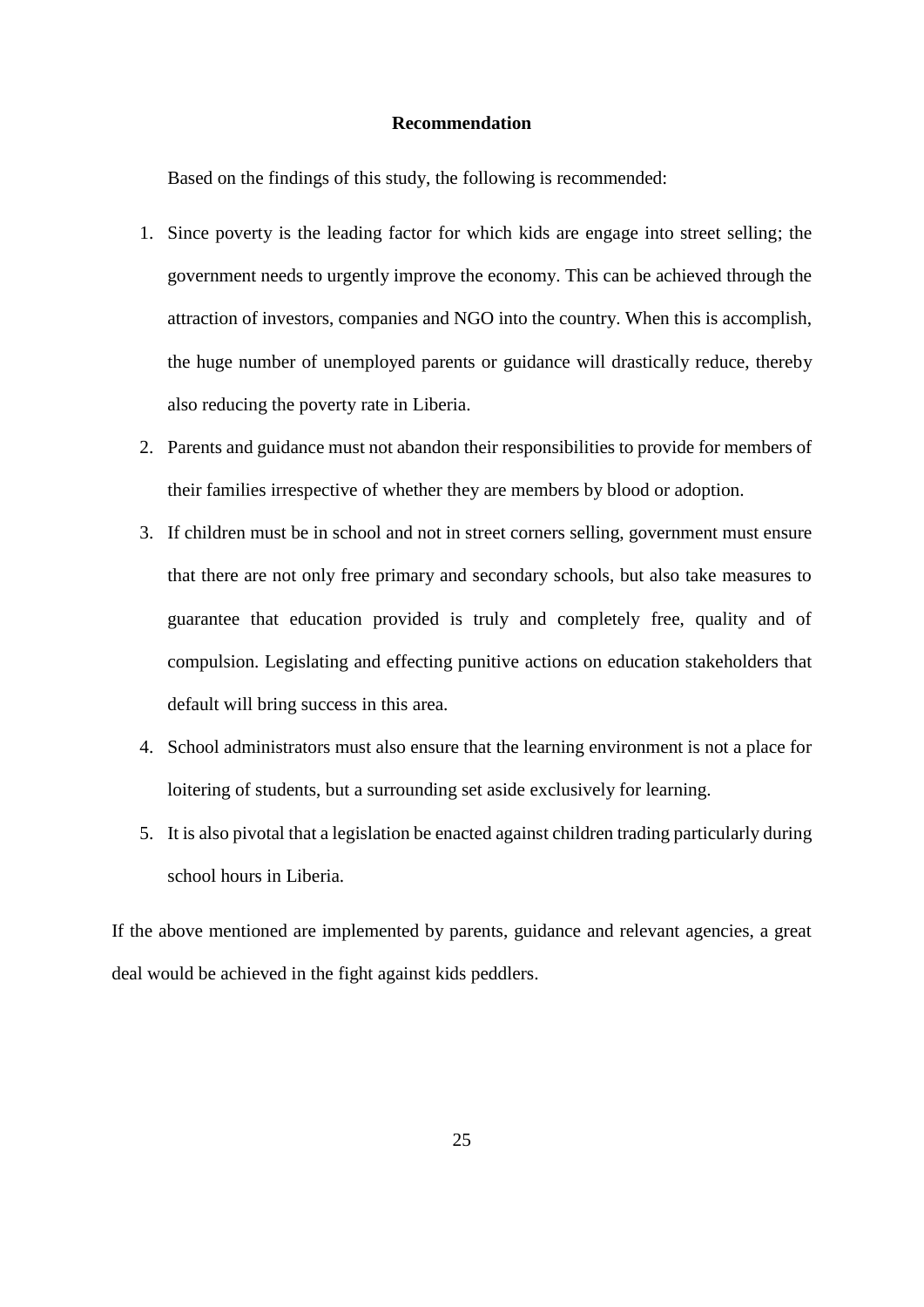## Recommendation

Based on the findings of this study, the following is recommended:

1. Since poverty is the leading factor for which kids are engage into street selling; the government needs to urgently improve the economy. This can be achieved through the attraction of investors, companies and NGO into the country. When this is accomplish, the huge number of unemployed parents or guidance will drastically reduce, thereby also reducing the poverty rate in Liberia.
2. Parents and guidance must not abandon their responsibilities to provide for members of their families irrespective of whether they are members by blood or adoption.
3. If children must be in school and not in street corners selling, government must ensure that there are not only free primary and secondary schools, but also take measures to guarantee that education provided is truly and completely free, quality and of compulsion. Legislating and effecting punitive actions on education stakeholders that default will bring success in this area.
4. School administrators must also ensure that the learning environment is not a place for loitering of students, but a surrounding set aside exclusively for learning.
5. It is also pivotal that a legislation be enacted against children trading particularly during school hours in Liberia.

If the above mentioned are implemented by parents, guidance and relevant agencies, a great deal would be achieved in the fight against kids peddlers.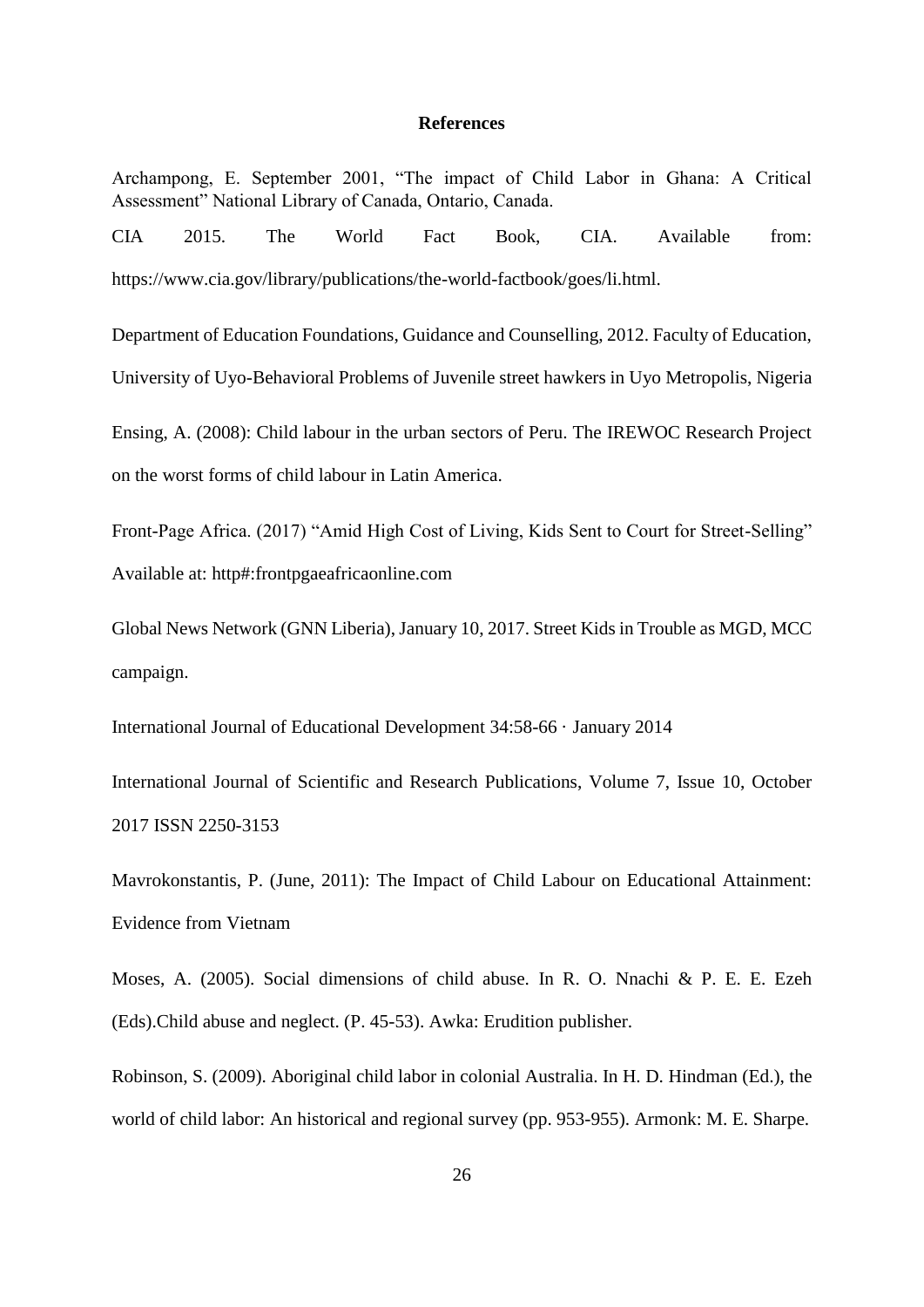# References

Archampong, E. September 2001, "The impact of Child Labor in Ghana: A Critical Assessment" National Library of Canada, Ontario, Canada.

CIA 2015. The World Fact Book, CIA. Available from: https://www.cia.gov/library/publications/the-world-factbook/goes/li.html.

Department of Education Foundations, Guidance and Counselling, 2012. Faculty of Education, University of Uyo-Behavioral Problems of Juvenile street hawkers in Uyo Metropolis, Nigeria

Ensing, A. (2008): Child labour in the urban sectors of Peru. The IREWOC Research Project on the worst forms of child labour in Latin America.

Front-Page Africa. (2017) "Amid High Cost of Living, Kids Sent to Court for Street-Selling" Available at: http#:frontpgaeafricaonline.com

Global News Network (GNN Liberia), January 10, 2017. Street Kids in Trouble as MGD, MCC campaign.

International Journal of Educational Development 34:58-66 · January 2014

International Journal of Scientific and Research Publications, Volume 7, Issue 10, October 2017 ISSN 2250-3153

Mavrokonstantis, P. (June, 2011): The Impact of Child Labour on Educational Attainment: Evidence from Vietnam

Moses, A. (2005). Social dimensions of child abuse. In R. O. Nnachi & P. E. E. Ezeh (Eds).Child abuse and neglect. (P. 45-53). Awka: Erudition publisher.

Robinson, S. (2009). Aboriginal child labor in colonial Australia. In H. D. Hindman (Ed.), the world of child labor: An historical and regional survey (pp. 953-955). Armonk: M. E. Sharpe.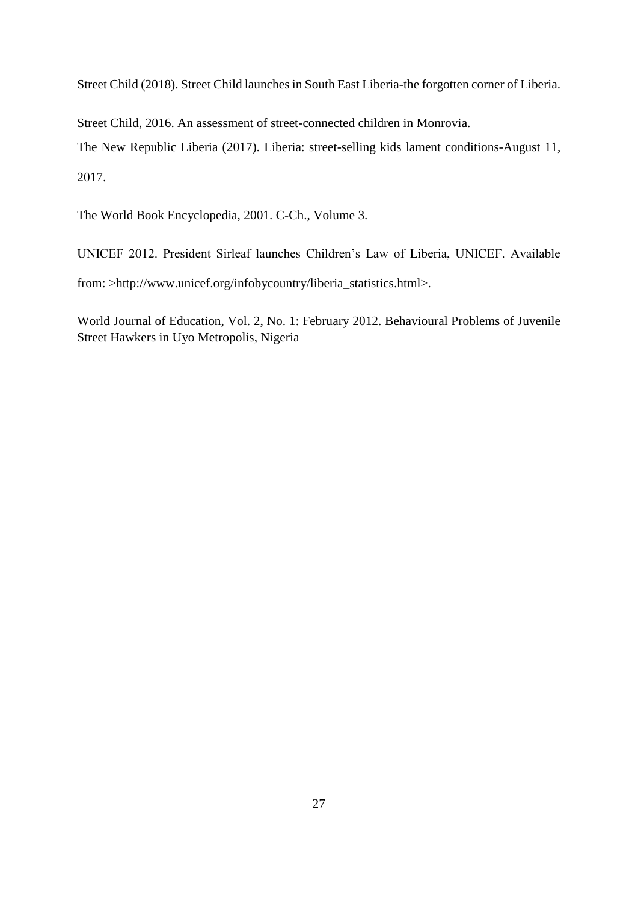Street Child (2018). Street Child launches in South East Liberia-the forgotten corner of Liberia.

Street Child, 2016. An assessment of street-connected children in Monrovia.

The New Republic Liberia (2017). Liberia: street-selling kids lament conditions-August 11, 2017.

The World Book Encyclopedia, 2001. C-Ch., Volume 3.

UNICEF 2012. President Sirleaf launches Children's Law of Liberia, UNICEF. Available from: >http://www.unicef.org/infobycountry/liberia_statistics.html>.

World Journal of Education, Vol. 2, No. 1: February 2012. Behavioural Problems of Juvenile Street Hawkers in Uyo Metropolis, Nigeria